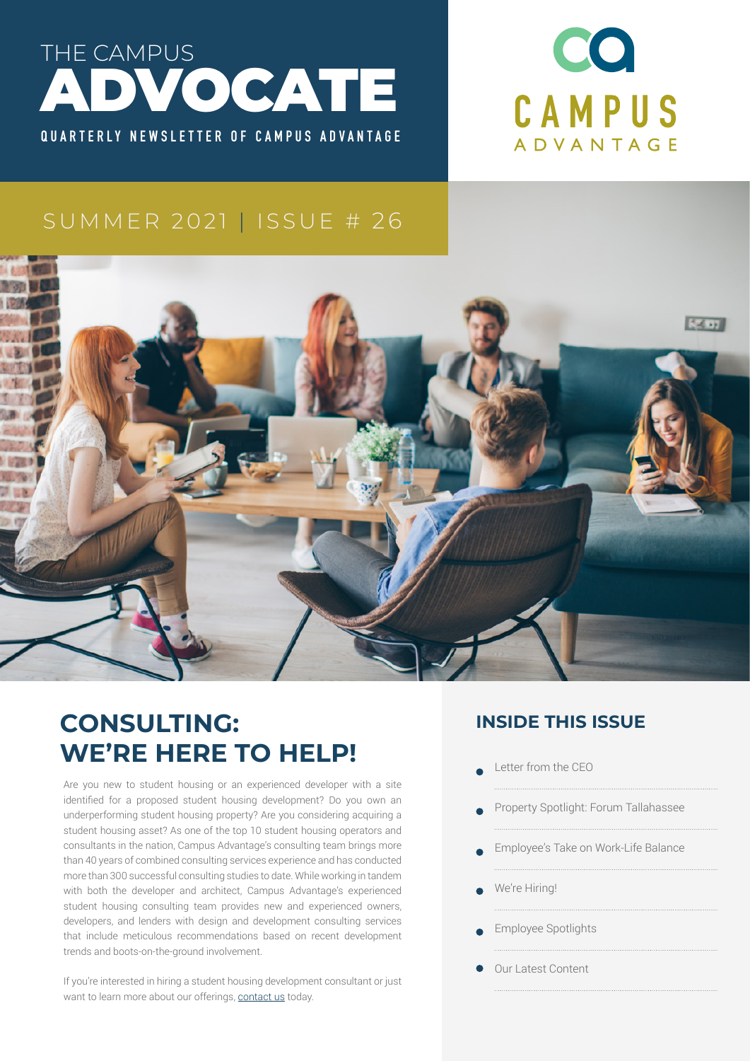# THE CAMPUS ADVOCATE

**QUARTERLY NEWSLETTER OF CAMPUS ADVANTAGE**

CAMPUS ADVANTAGE

SUMMER 2021 | ISSUE # 26

## CONSULTING: WE'RE HERE TO HELP!

Are you new to student housing or an experienced developer with a site identified for a proposed student housing development? Do you own an underperforming student housing property? Are you considering acquiring a student housing asset? As one of the top 10 student housing operators and consultants in the nation, Campus Advantage's consulting team brings more than 40 years of combined consulting services experience and has conducted more than 300 successful consulting studies to date. While working in tandem with both the developer and architect, Campus Advantage's experienced student housing consulting team provides new and experienced owners, developers, and lenders with design and development consulting services that include meticulous recommendations based on recent development trends and boots-on-the-ground involvement.

If you're interested in hiring a student housing development consultant or just want to learn more about our offerings, contact us today.

## INSIDE THIS ISSUE

- Letter from the CEO
- Property Spotlight: Forum Tallahassee
- Employee's Take on Work-Life Balance
- We're Hiring!
- Employee Spotlights
- Our Latest Content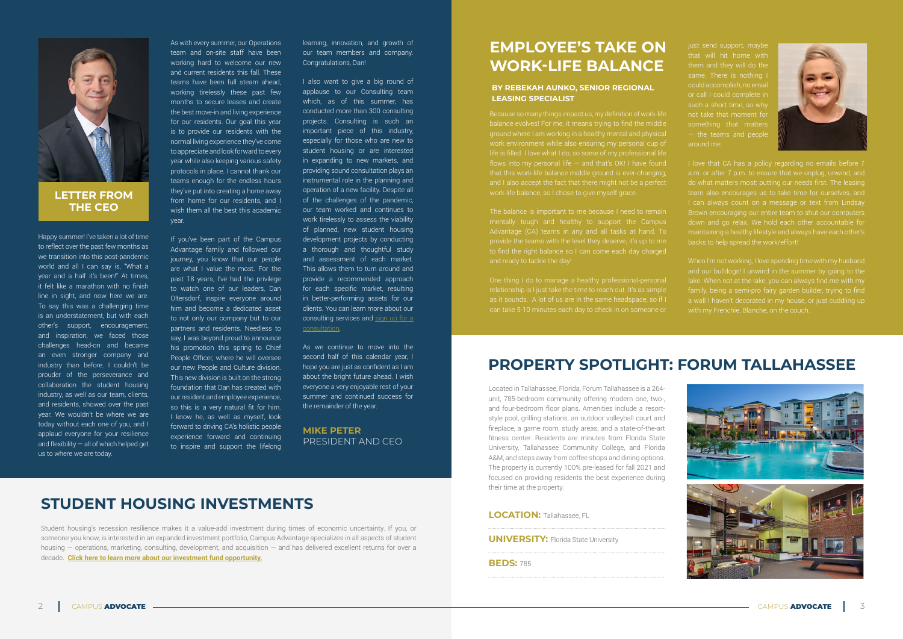## LETTER FROM THE CEO

Happy summer! I've taken a lot of time to reflect over the past few months as we transition into this post-pandemic world and all I can say is, "What a year and a half it's been!" At times, it felt like a marathon with no finish line in sight, and now here we are. To say this was a challenging time is an understatement, but with each other's support, encouragement, and inspiration, we faced those challenges head-on and became an even stronger company and industry than before. I couldn't be prouder of the perseverance and collaboration the student housing industry, as well as our team, clients, and residents, showed over the past year. We wouldn't be where we are today without each one of you, and I applaud everyone for your resilience and flexibility — all of which helped get us to where we are today.

As with every summer, our Operations team and on-site staff have been working hard to welcome our new and current residents this fall. These teams have been full steam ahead, working tirelessly these past few months to secure leases and create the best move-in and living experience for our residents. Our goal this year is to provide our residents with the normal living experience they've come to appreciate and look forward to every year while also keeping various safety protocols in place. I cannot thank our teams enough for the endless hours they've put into creating a home away from home for our residents, and I wish them all the best this academic year.

If you've been part of the Campus Advantage family and followed our journey, you know that our people are what I value the most. For the past 18 years, I've had the privilege to watch one of our leaders, Dan Oltersdorf, inspire everyone around him and become a dedicated asset to not only our company but to our partners and residents. Needless to say, I was beyond proud to announce his promotion this spring to Chief People Officer, where he will oversee our new People and Culture division. This new division is built on the strong foundation that Dan has created with our resident and employee experience, so this is a very natural fit for him. I know he, as well as myself, look forward to driving CA's holistic people experience forward and continuing to inspire and support the lifelong learning, innovation, and growth of our team members and company. Congratulations, Dan!

I also want to give a big round of applause to our Consulting team which, as of this summer, has conducted more than 300 consulting projects. Consulting is such an important piece of this industry, especially for those who are new to student housing or are interested in expanding to new markets, and providing sound consultation plays an instrumental role in the planning and operation of a new facility. Despite all of the challenges of the pandemic, our team worked and continues to work tirelessly to assess the viability of planned, new student housing development projects by conducting a thorough and thoughtful study and assessment of each market. This allows them to turn around and provide a recommended approach for each specific market, resulting in better-performing assets for our clients. You can learn more about our consulting services and sign up for a consultation.

As we continue to move into the second half of this calendar year, I hope you are just as confident as I am about the bright future ahead. I wish everyone a very enjoyable rest of your summer and continued success for the remainder of the year.

**MIKE PETER**
PRESIDENT AND CEO

## STUDENT HOUSING INVESTMENTS

Student housing's recession resilience makes it a value-add investment during times of economic uncertainty. If you, or someone you know, is interested in an expanded investment portfolio, Campus Advantage specializes in all aspects of student housing — operations, marketing, consulting, development, and acquisition — and has delivered excellent returns for over a decade. **Click here to learn more about our investment fund opportunity.**

## EMPLOYEE'S TAKE ON WORK-LIFE BALANCE

### BY REBEKAH AUNKO, SENIOR REGIONAL LEASING SPECIALIST

Because so many things impact us, my definition of work-life balance evolves! For me, it means trying to find the middle ground where I am working in a healthy mental and physical work environment while also ensuring my personal cup of life is filled. I love what I do, so some of my professional life flows into my personal life — and that's OK! I have found that this work-life balance middle ground is ever-changing, and I also accept the fact that there might not be a perfect work-life balance, so I chose to give myself grace.

The balance is important to me because I need to remain mentally tough and healthy to support the Campus Advantage (CA) teams in any and all tasks at hand. To provide the teams with the level they deserve, it's up to me to find the right balance so I can come each day charged and ready to tackle the day!

One thing I do to manage a healthy professional-personal relationship is I just take the time to reach out. It's as simple as it sounds. A lot of us are in the same headspace, so if I can take 5-10 minutes each day to check in on someone or just send support, maybe that will hit home with them and they will do the same. There is nothing I could accomplish, no email or call I could complete in such a short time, so why not take that moment for something that matters — the teams and people around me.

I love that CA has a policy regarding no emails before 7 a.m. or after 7 p.m. to ensure that we unplug, unwind, and do what matters most: putting our needs first. The leasing team also encourages us to take time for ourselves, and I can always count on a message or text from Lindsay Brown encouraging our entire team to shut our computers down and go relax. We hold each other accountable for maintaining a healthy lifestyle and always have each other's backs to help spread the work/effort!

When I'm not working, I love spending time with my husband and our bulldogs! I unwind in the summer by going to the lake. When not at the lake, you can always find me with my family, being a semi-pro fairy garden builder, trying to find a wall I haven't decorated in my house, or just cuddling up with my Frenchie, Blanche, on the couch.

## PROPERTY SPOTLIGHT: FORUM TALLAHASSEE

Located in Tallahassee, Florida, Forum Tallahassee is a 264-unit, 785-bedroom community offering modern one, two-, and four-bedroom floor plans. Amenities include a resort-style pool, grilling stations, an outdoor volleyball court and fireplace, a game room, study areas, and a state-of-the-art fitness center. Residents are minutes from Florida State University, Tallahassee Community College, and Florida A&M, and steps away from coffee shops and dining options. The property is currently 100% pre-leased for fall 2021 and focused on providing residents the best experience during their time at the property.

**LOCATION:** Tallahassee, FL

**UNIVERSITY:** Florida State University

**BEDS:** 785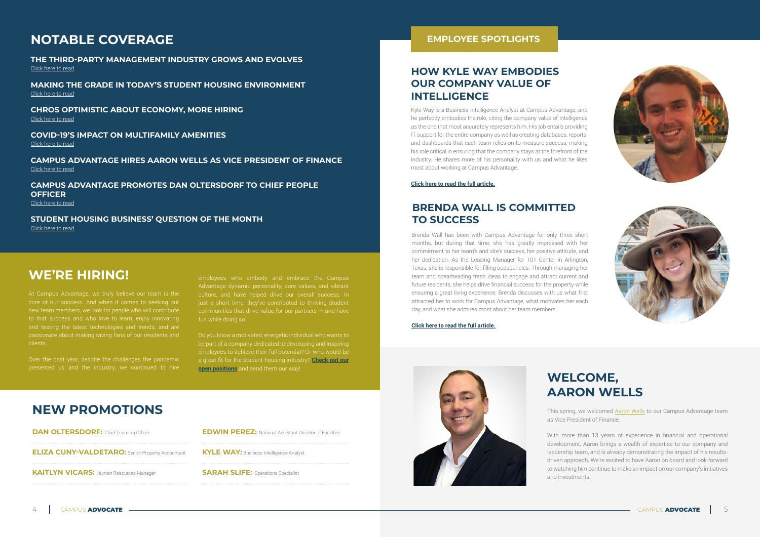## NOTABLE COVERAGE

**THE THIRD-PARTY MANAGEMENT INDUSTRY GROWS AND EVOLVES**
Click here to read

**MAKING THE GRADE IN TODAY'S STUDENT HOUSING ENVIRONMENT**
Click here to read

**CHROS OPTIMISTIC ABOUT ECONOMY, MORE HIRING**
Click here to read

**COVID-19'S IMPACT ON MULTIFAMILY AMENITIES**
Click here to read

**CAMPUS ADVANTAGE HIRES AARON WELLS AS VICE PRESIDENT OF FINANCE**
Click here to read

**CAMPUS ADVANTAGE PROMOTES DAN OLTERSDORF TO CHIEF PEOPLE OFFICER**
Click here to read

**STUDENT HOUSING BUSINESS' QUESTION OF THE MONTH**
Click here to read

## WE'RE HIRING!

At Campus Advantage, we truly believe our team is the core of our success. And when it comes to seeking out new team members, we look for people who will contribute to that success and who love to learn, enjoy innovating and testing the latest technologies and trends, and are passionate about making raving fans of our residents and clients.

Over the past year, despite the challenges the pandemic presented us and the industry, we continued to hire employees who embody and embrace the Campus Advantage dynamic personality, core values, and vibrant culture, and have helped drive our overall success. In just a short time, they've contributed to thriving student communities that drive value for our partners — and have fun while doing so!

Do you know a motivated, energetic individual who wants to be part of a company dedicated to developing and inspiring employees to achieve their full potential? Or who would be a great fit for the student housing industry? **Check out our open positions** and send them our way!

## NEW PROMOTIONS

**DAN OLTERSDORF:** Chief Learning Officer

**ELIZA CUNY-VALDETARO:** Senior Property Accountant

**KAITLYN VICARS:** Human Resources Manager

**EDWIN PEREZ:** National Assistant Director of Facilities

**KYLE WAY:** Business Intelligence Analyst

**SARAH SLIFE:** Operations Specialist

## EMPLOYEE SPOTLIGHTS

### HOW KYLE WAY EMBODIES OUR COMPANY VALUE OF INTELLIGENCE

Kyle Way is a Business Intelligence Analyst at Campus Advantage, and he perfectly embodies the role, citing the company value of Intelligence as the one that most accurately represents him. His job entails providing IT support for the entire company as well as creating databases, reports, and dashboards that each team relies on to measure success, making his role critical in ensuring that the company stays at the forefront of the industry. He shares more of his personality with us and what he likes most about working at Campus Advantage.

**Click here to read the full article.**

### BRENDA WALL IS COMMITTED TO SUCCESS

Brenda Wall has been with Campus Advantage for only three short months, but during that time, she has greatly impressed with her commitment to her team's and site's success, her positive attitude, and her dedication. As the Leasing Manager for 101 Center in Arlington, Texas, she is responsible for filling occupancies. Through managing her team and spearheading fresh ideas to engage and attract current and future residents, she helps drive financial success for the property while ensuring a great living experience. Brenda discusses with us what first attracted her to work for Campus Advantage, what motivates her each day, and what she admires most about her team members.

**Click here to read the full article.**

## WELCOME, AARON WELLS

This spring, we welcomed Aaron Wells to our Campus Advantage team as Vice President of Finance.

With more than 13 years of experience in financial and operational development, Aaron brings a wealth of expertise to our company and leadership team, and is already demonstrating the impact of his results-driven approach. We're excited to have Aaron on board and look forward to watching him continue to make an impact on our company's initiatives and investments.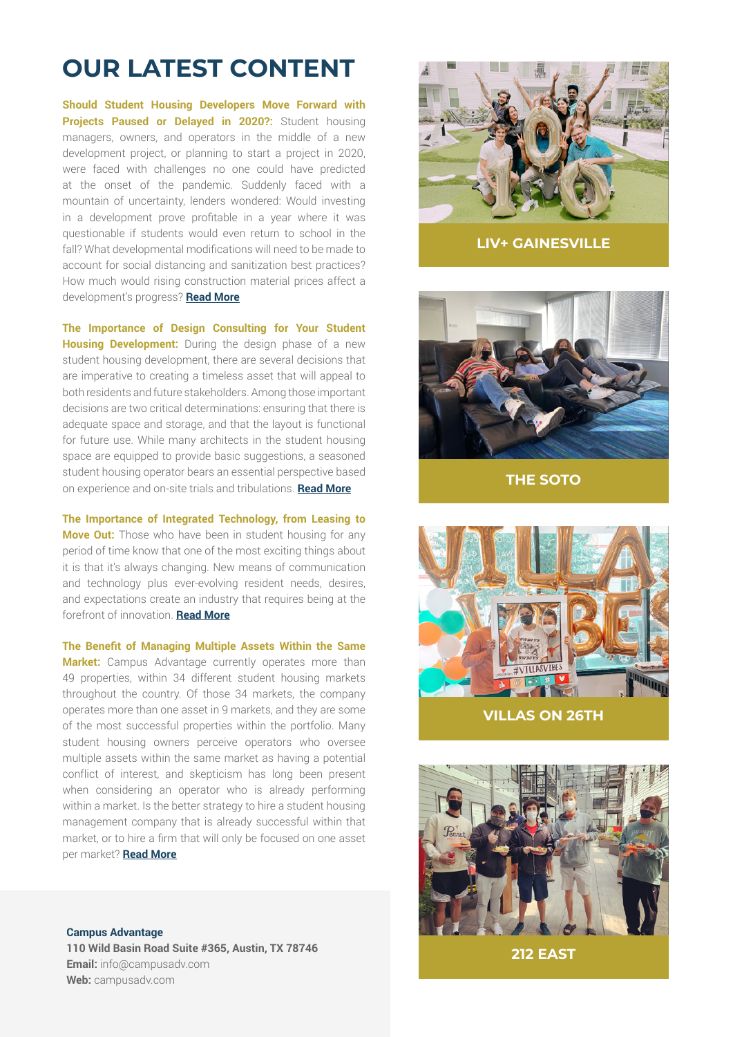# OUR LATEST CONTENT

**Should Student Housing Developers Move Forward with Projects Paused or Delayed in 2020?:** Student housing managers, owners, and operators in the middle of a new development project, or planning to start a project in 2020, were faced with challenges no one could have predicted at the onset of the pandemic. Suddenly faced with a mountain of uncertainty, lenders wondered: Would investing in a development prove profitable in a year where it was questionable if students would even return to school in the fall? What developmental modifications will need to be made to account for social distancing and sanitization best practices? How much would rising construction material prices affect a development's progress? **Read More**

**The Importance of Design Consulting for Your Student Housing Development:** During the design phase of a new student housing development, there are several decisions that are imperative to creating a timeless asset that will appeal to both residents and future stakeholders. Among those important decisions are two critical determinations: ensuring that there is adequate space and storage, and that the layout is functional for future use. While many architects in the student housing space are equipped to provide basic suggestions, a seasoned student housing operator bears an essential perspective based on experience and on-site trials and tribulations. **Read More**

**The Importance of Integrated Technology, from Leasing to Move Out:** Those who have been in student housing for any period of time know that one of the most exciting things about it is that it's always changing. New means of communication and technology plus ever-evolving resident needs, desires, and expectations create an industry that requires being at the forefront of innovation. **Read More**

**The Benefit of Managing Multiple Assets Within the Same Market:** Campus Advantage currently operates more than 49 properties, within 34 different student housing markets throughout the country. Of those 34 markets, the company operates more than one asset in 9 markets, and they are some of the most successful properties within the portfolio. Many student housing owners perceive operators who oversee multiple assets within the same market as having a potential conflict of interest, and skepticism has long been present when considering an operator who is already performing within a market. Is the better strategy to hire a student housing management company that is already successful within that market, or to hire a firm that will only be focused on one asset per market? **Read More**

LIV+ GAINESVILLE

THE SOTO

VILLAS ON 26TH

212 EAST

**Campus Advantage**
**110 Wild Basin Road Suite #365, Austin, TX 78746**
**Email:** info@campusadv.com
**Web:** campusadv.com